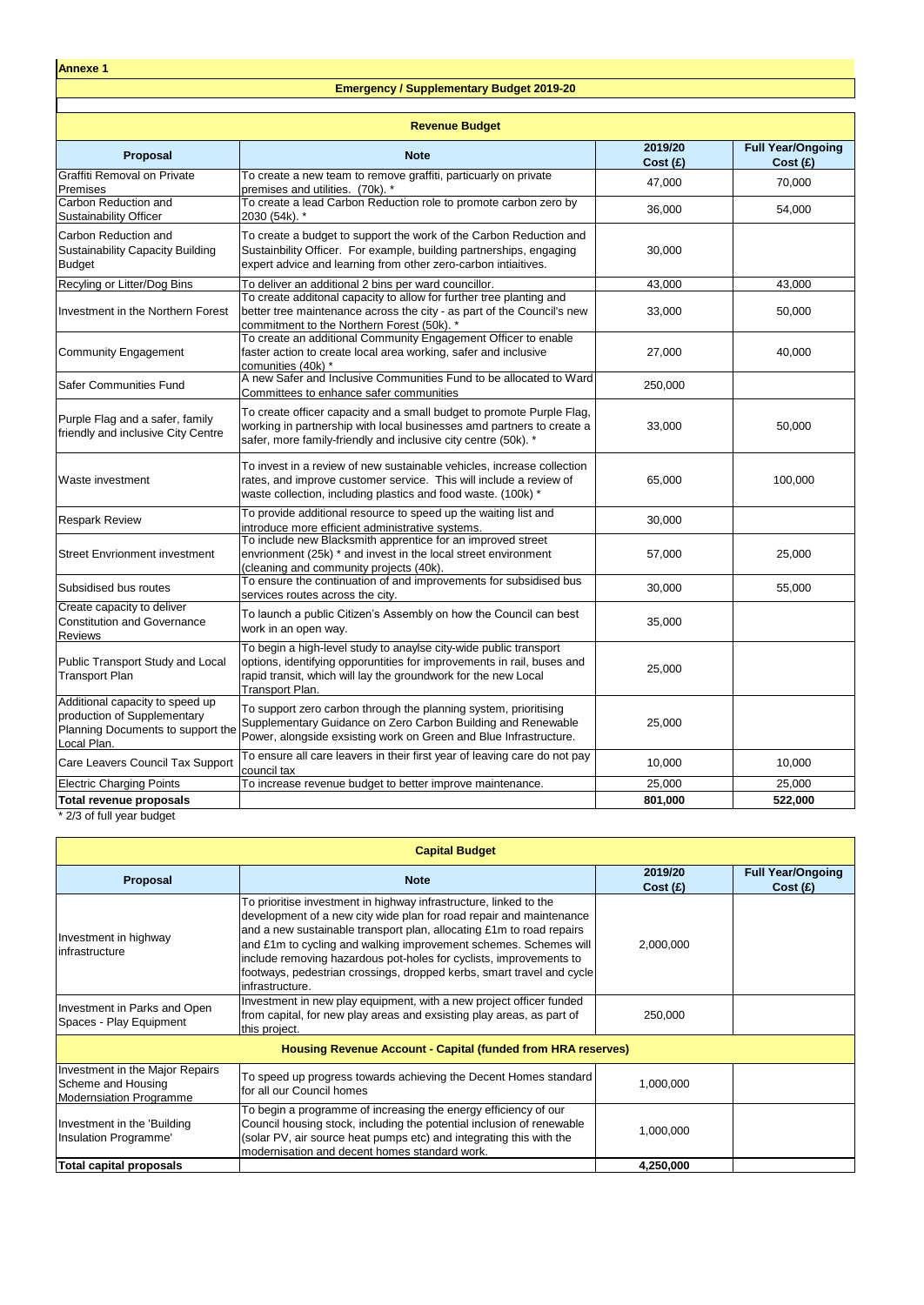**Annexe 1**

## Emergency / Supplementary Budget 2019-20

### Revenue Budget

| Proposal | Note | 2019/20 Cost (£) | Full Year/Ongoing Cost (£) |
|---|---|---|---|
| Graffiti Removal on Private Premises | To create a new team to remove graffiti, particularly on private premises and utilities. (70k). * | 47,000 | 70,000 |
| Carbon Reduction and Sustainability Officer | To create a lead Carbon Reduction role to promote carbon zero by 2030 (54k). * | 36,000 | 54,000 |
| Carbon Reduction and Sustainability Capacity Building Budget | To create a budget to support the work of the Carbon Reduction and Sustainbility Officer. For example, building partnerships, engaging expert advice and learning from other zero-carbon intiaitives. | 30,000 | |
| Recyling or Litter/Dog Bins | To deliver an additional 2 bins per ward councillor. | 43,000 | 43,000 |
| Investment in the Northern Forest | To create additonal capacity to allow for further tree planting and better tree maintenance across the city - as part of the Council's new commitment to the Northern Forest (50k). * | 33,000 | 50,000 |
| Community Engagement | To create an additional Community Engagement Officer to enable faster action to create local area working, safer and inclusive comunities (40k) * | 27,000 | 40,000 |
| Safer Communities Fund | A new Safer and Inclusive Communities Fund to be allocated to Ward Committees to enhance safer communities | 250,000 | |
| Purple Flag and a safer, family friendly and inclusive City Centre | To create officer capacity and a small budget to promote Purple Flag, working in partnership with local businesses amd partners to create a safer, more family-friendly and inclusive city centre (50k). * | 33,000 | 50,000 |
| Waste investment | To invest in a review of new sustainable vehicles, increase collection rates, and improve customer service. This will include a review of waste collection, including plastics and food waste. (100k) * | 65,000 | 100,000 |
| Respark Review | To provide additional resource to speed up the waiting list and introduce more efficient administrative systems. | 30,000 | |
| Street Envrionment investment | To include new Blacksmith apprentice for an improved street envrionment (25k) * and invest in the local street environment (cleaning and community projects (40k). | 57,000 | 25,000 |
| Subsidised bus routes | To ensure the continuation of and improvements for subsidised bus services routes across the city. | 30,000 | 55,000 |
| Create capacity to deliver Constitution and Governance Reviews | To launch a public Citizen's Assembly on how the Council can best work in an open way. | 35,000 | |
| Public Transport Study and Local Transport Plan | To begin a high-level study to anaylse city-wide public transport options, identifying opporuntities for improvements in rail, buses and rapid transit, which will lay the groundwork for the new Local Transport Plan. | 25,000 | |
| Additional capacity to speed up production of Supplementary Planning Documents to support the Local Plan. | To support zero carbon through the planning system, prioritising Supplementary Guidance on Zero Carbon Building and Renewable Power, alongside exsisting work on Green and Blue Infrastructure. | 25,000 | |
| Care Leavers Council Tax Support | To ensure all care leavers in their first year of leaving care do not pay council tax | 10,000 | 10,000 |
| Electric Charging Points | To increase revenue budget to better improve maintenance. | 25,000 | 25,000 |
| **Total revenue proposals** | | **801,000** | **522,000** |

* 2/3 of full year budget

### Capital Budget

| Proposal | Note | 2019/20 Cost (£) | Full Year/Ongoing Cost (£) |
|---|---|---|---|
| Investment in highway infrastructure | To prioritise investment in highway infrastructure, linked to the development of a new city wide plan for road repair and maintenance and a new sustainable transport plan, allocating £1m to road repairs and £1m to cycling and walking improvement schemes. Schemes will include removing hazardous pot-holes for cyclists, improvements to footways, pedestrian crossings, dropped kerbs, smart travel and cycle infrastructure. | 2,000,000 | |
| Investment in Parks and Open Spaces - Play Equipment | Investment in new play equipment, with a new project officer funded from capital, for new play areas and exsisting play areas, as part of this project. | 250,000 | |
| **Housing Revenue Account - Capital (funded from HRA reserves)** | | | |
| Investment in the Major Repairs Scheme and Housing Modernsiation Programme | To speed up progress towards achieving the Decent Homes standard for all our Council homes | 1,000,000 | |
| Investment in the 'Building Insulation Programme' | To begin a programme of increasing the energy efficiency of our Council housing stock, including the potential inclusion of renewable (solar PV, air source heat pumps etc) and integrating this with the modernisation and decent homes standard work. | 1,000,000 | |
| **Total capital proposals** | | **4,250,000** | |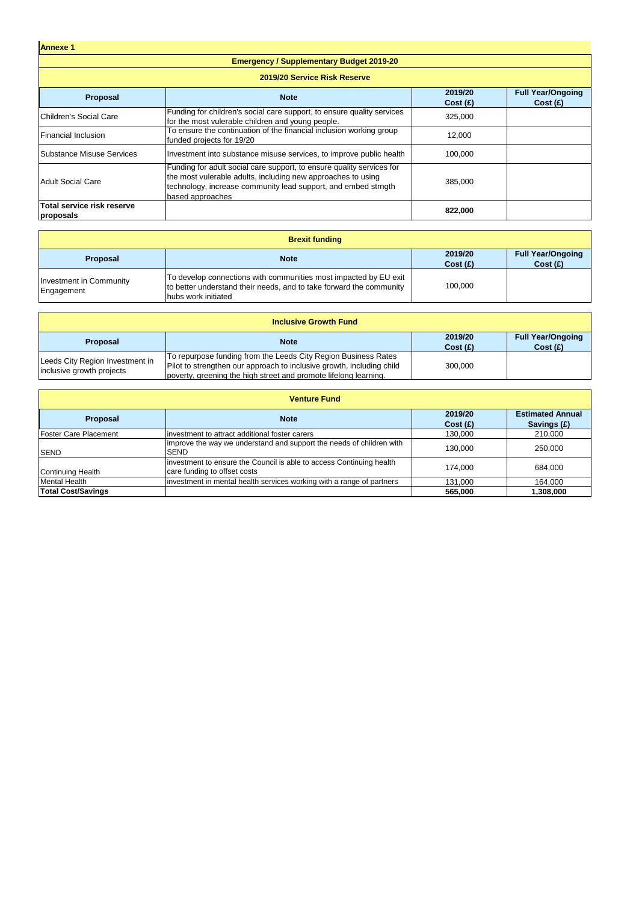**Annex 1**

## Emergency / Supplementary Budget 2019-20

### 2019/20 Service Risk Reserve

| Proposal | Note | 2019/20 Cost (£) | Full Year/Ongoing Cost (£) |
|---|---|---|---|
| Children's Social Care | Funding for children's social care support, to ensure quality services for the most vulerable children and young people. | 325,000 | |
| Financial Inclusion | To ensure the continuation of the financial inclusion working group funded projects for 19/20 | 12,000 | |
| Substance Misuse Services | Investment into substance misuse services, to improve public health | 100,000 | |
| Adult Social Care | Funding for adult social care support, to ensure quality services for the most vulerable adults, including new approaches to using technology, increase community lead support, and embed strngth based approaches | 385,000 | |
| **Total service risk reserve proposals** | | **822,000** | |

### Brexit funding

| Proposal | Note | 2019/20 Cost (£) | Full Year/Ongoing Cost (£) |
|---|---|---|---|
| Investment in Community Engagement | To develop connections with communities most impacted by EU exit to better understand their needs, and to take forward the community hubs work initiated | 100,000 | |

### Inclusive Growth Fund

| Proposal | Note | 2019/20 Cost (£) | Full Year/Ongoing Cost (£) |
|---|---|---|---|
| Leeds City Region Investment in inclusive growth projects | To repurpose funding from the Leeds City Region Business Rates Pilot to strengthen our approach to inclusive growth, including child poverty, greening the high street and promote lifelong learning. | 300,000 | |

### Venture Fund

| Proposal | Note | 2019/20 Cost (£) | Estimated Annual Savings (£) |
|---|---|---|---|
| Foster Care Placement | investment to attract additional foster carers | 130,000 | 210,000 |
| SEND | improve the way we understand and support the needs of children with SEND | 130,000 | 250,000 |
| Continuing Health | investment to ensure the Council is able to access Continuing health care funding to offset costs | 174,000 | 684,000 |
| Mental Health | investment in mental health services working with a range of partners | 131,000 | 164,000 |
| **Total Cost/Savings** | | **565,000** | **1,308,000** |